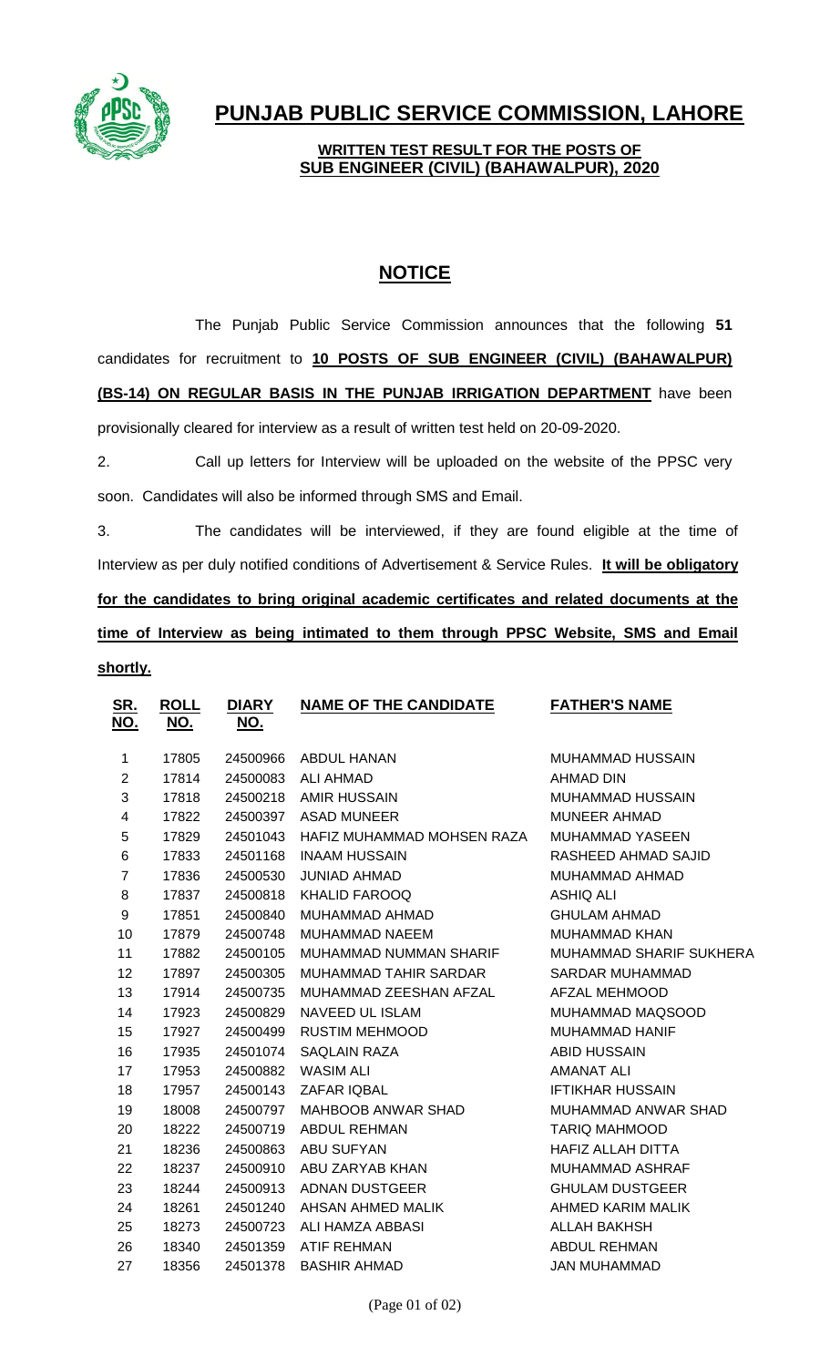# PUNJAB PUBLIC SERVICE COMMISSION, LAHORE

## WRITTEN TEST RESULT FOR THE POSTS OF SUB ENGINEER (CIVIL) (BAHAWALPUR), 2020

## NOTICE

The Punjab Public Service Commission announces that the following **51** candidates for recruitment to **10 POSTS OF SUB ENGINEER (CIVIL) (BAHAWALPUR) (BS-14) ON REGULAR BASIS IN THE PUNJAB IRRIGATION DEPARTMENT** have been provisionally cleared for interview as a result of written test held on 20-09-2020.

2. Call up letters for Interview will be uploaded on the website of the PPSC very soon. Candidates will also be informed through SMS and Email.

3. The candidates will be interviewed, if they are found eligible at the time of Interview as per duly notified conditions of Advertisement & Service Rules. **It will be obligatory for the candidates to bring original academic certificates and related documents at the time of Interview as being intimated to them through PPSC Website, SMS and Email shortly.**

| SR. NO. | ROLL NO. | DIARY NO. | NAME OF THE CANDIDATE | FATHER'S NAME |
|---|---|---|---|---|
| 1 | 17805 | 24500966 | ABDUL HANAN | MUHAMMAD HUSSAIN |
| 2 | 17814 | 24500083 | ALI AHMAD | AHMAD DIN |
| 3 | 17818 | 24500218 | AMIR HUSSAIN | MUHAMMAD HUSSAIN |
| 4 | 17822 | 24500397 | ASAD MUNEER | MUNEER AHMAD |
| 5 | 17829 | 24501043 | HAFIZ MUHAMMAD MOHSEN RAZA | MUHAMMAD YASEEN |
| 6 | 17833 | 24501168 | INAAM HUSSAIN | RASHEED AHMAD SAJID |
| 7 | 17836 | 24500530 | JUNIAD AHMAD | MUHAMMAD AHMAD |
| 8 | 17837 | 24500818 | KHALID FAROOQ | ASHIQ ALI |
| 9 | 17851 | 24500840 | MUHAMMAD AHMAD | GHULAM AHMAD |
| 10 | 17879 | 24500748 | MUHAMMAD NAEEM | MUHAMMAD KHAN |
| 11 | 17882 | 24500105 | MUHAMMAD NUMMAN SHARIF | MUHAMMAD SHARIF SUKHERA |
| 12 | 17897 | 24500305 | MUHAMMAD TAHIR SARDAR | SARDAR MUHAMMAD |
| 13 | 17914 | 24500735 | MUHAMMAD ZEESHAN AFZAL | AFZAL MEHMOOD |
| 14 | 17923 | 24500829 | NAVEED UL ISLAM | MUHAMMAD MAQSOOD |
| 15 | 17927 | 24500499 | RUSTIM MEHMOOD | MUHAMMAD HANIF |
| 16 | 17935 | 24501074 | SAQLAIN RAZA | ABID HUSSAIN |
| 17 | 17953 | 24500882 | WASIM ALI | AMANAT ALI |
| 18 | 17957 | 24500143 | ZAFAR IQBAL | IFTIKHAR HUSSAIN |
| 19 | 18008 | 24500797 | MAHBOOB ANWAR SHAD | MUHAMMAD ANWAR SHAD |
| 20 | 18222 | 24500719 | ABDUL REHMAN | TARIQ MAHMOOD |
| 21 | 18236 | 24500863 | ABU SUFYAN | HAFIZ ALLAH DITTA |
| 22 | 18237 | 24500910 | ABU ZARYAB KHAN | MUHAMMAD ASHRAF |
| 23 | 18244 | 24500913 | ADNAN DUSTGEER | GHULAM DUSTGEER |
| 24 | 18261 | 24501240 | AHSAN AHMED MALIK | AHMED KARIM MALIK |
| 25 | 18273 | 24500723 | ALI HAMZA ABBASI | ALLAH BAKHSH |
| 26 | 18340 | 24501359 | ATIF REHMAN | ABDUL REHMAN |
| 27 | 18356 | 24501378 | BASHIR AHMAD | JAN MUHAMMAD |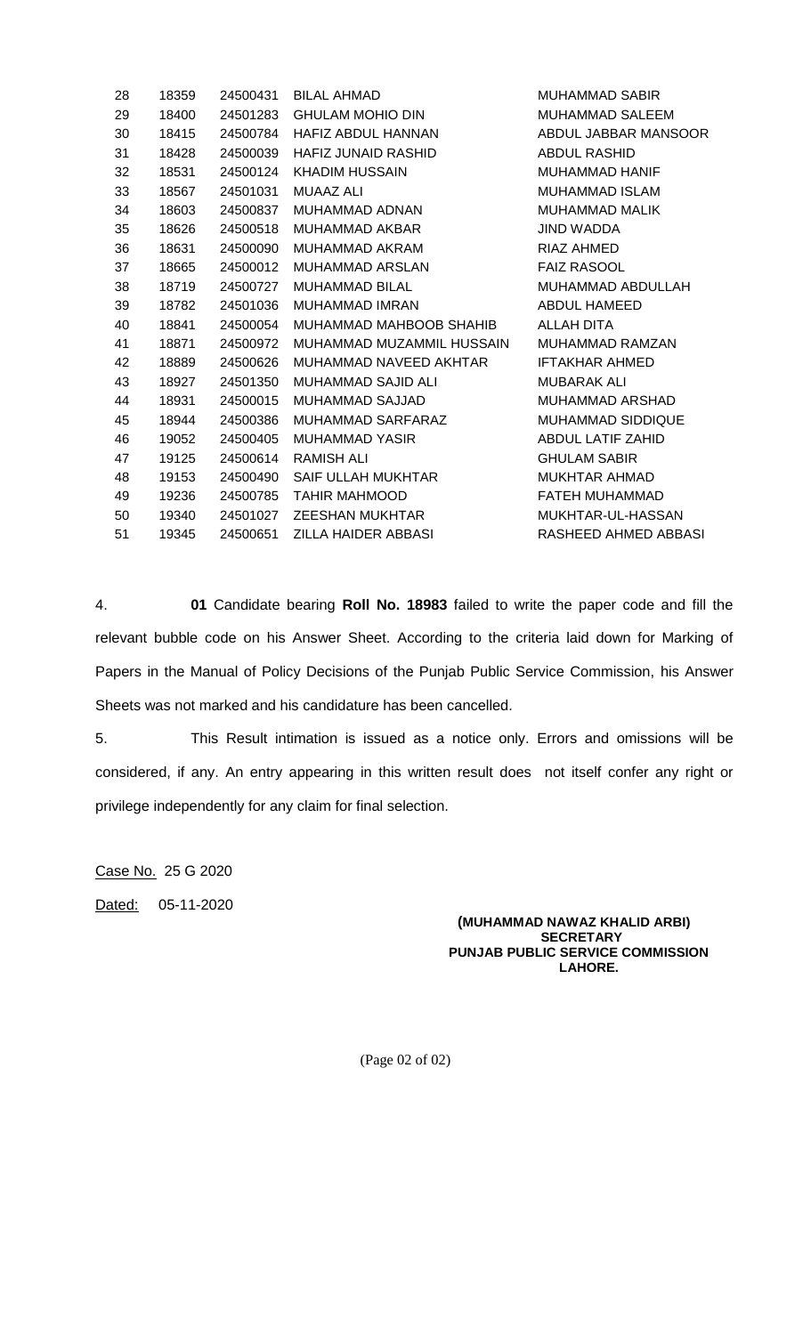| | | | | |
|---|---|---|---|---|
| 28 | 18359 | 24500431 | BILAL AHMAD | MUHAMMAD SABIR |
| 29 | 18400 | 24501283 | GHULAM MOHIO DIN | MUHAMMAD SALEEM |
| 30 | 18415 | 24500784 | HAFIZ ABDUL HANNAN | ABDUL JABBAR MANSOOR |
| 31 | 18428 | 24500039 | HAFIZ JUNAID RASHID | ABDUL RASHID |
| 32 | 18531 | 24500124 | KHADIM HUSSAIN | MUHAMMAD HANIF |
| 33 | 18567 | 24501031 | MUAAZ ALI | MUHAMMAD ISLAM |
| 34 | 18603 | 24500837 | MUHAMMAD ADNAN | MUHAMMAD MALIK |
| 35 | 18626 | 24500518 | MUHAMMAD AKBAR | JIND WADDA |
| 36 | 18631 | 24500090 | MUHAMMAD AKRAM | RIAZ AHMED |
| 37 | 18665 | 24500012 | MUHAMMAD ARSLAN | FAIZ RASOOL |
| 38 | 18719 | 24500727 | MUHAMMAD BILAL | MUHAMMAD ABDULLAH |
| 39 | 18782 | 24501036 | MUHAMMAD IMRAN | ABDUL HAMEED |
| 40 | 18841 | 24500054 | MUHAMMAD MAHBOOB SHAHIB | ALLAH DITA |
| 41 | 18871 | 24500972 | MUHAMMAD MUZAMMIL HUSSAIN | MUHAMMAD RAMZAN |
| 42 | 18889 | 24500626 | MUHAMMAD NAVEED AKHTAR | IFTAKHAR AHMED |
| 43 | 18927 | 24501350 | MUHAMMAD SAJID ALI | MUBARAK ALI |
| 44 | 18931 | 24500015 | MUHAMMAD SAJJAD | MUHAMMAD ARSHAD |
| 45 | 18944 | 24500386 | MUHAMMAD SARFARAZ | MUHAMMAD SIDDIQUE |
| 46 | 19052 | 24500405 | MUHAMMAD YASIR | ABDUL LATIF ZAHID |
| 47 | 19125 | 24500614 | RAMISH ALI | GHULAM SABIR |
| 48 | 19153 | 24500490 | SAIF ULLAH MUKHTAR | MUKHTAR AHMAD |
| 49 | 19236 | 24500785 | TAHIR MAHMOOD | FATEH MUHAMMAD |
| 50 | 19340 | 24501027 | ZEESHAN MUKHTAR | MUKHTAR-UL-HASSAN |
| 51 | 19345 | 24500651 | ZILLA HAIDER ABBASI | RASHEED AHMED ABBASI |

4. **01** Candidate bearing **Roll No. 18983** failed to write the paper code and fill the relevant bubble code on his Answer Sheet. According to the criteria laid down for Marking of Papers in the Manual of Policy Decisions of the Punjab Public Service Commission, his Answer Sheets was not marked and his candidature has been cancelled.

5. This Result intimation is issued as a notice only. Errors and omissions will be considered, if any. An entry appearing in this written result does not itself confer any right or privilege independently for any claim for final selection.

Case No. 25 G 2020

Dated: 05-11-2020

**(MUHAMMAD NAWAZ KHALID ARBI)**
**SECRETARY**
**PUNJAB PUBLIC SERVICE COMMISSION**
**LAHORE.**